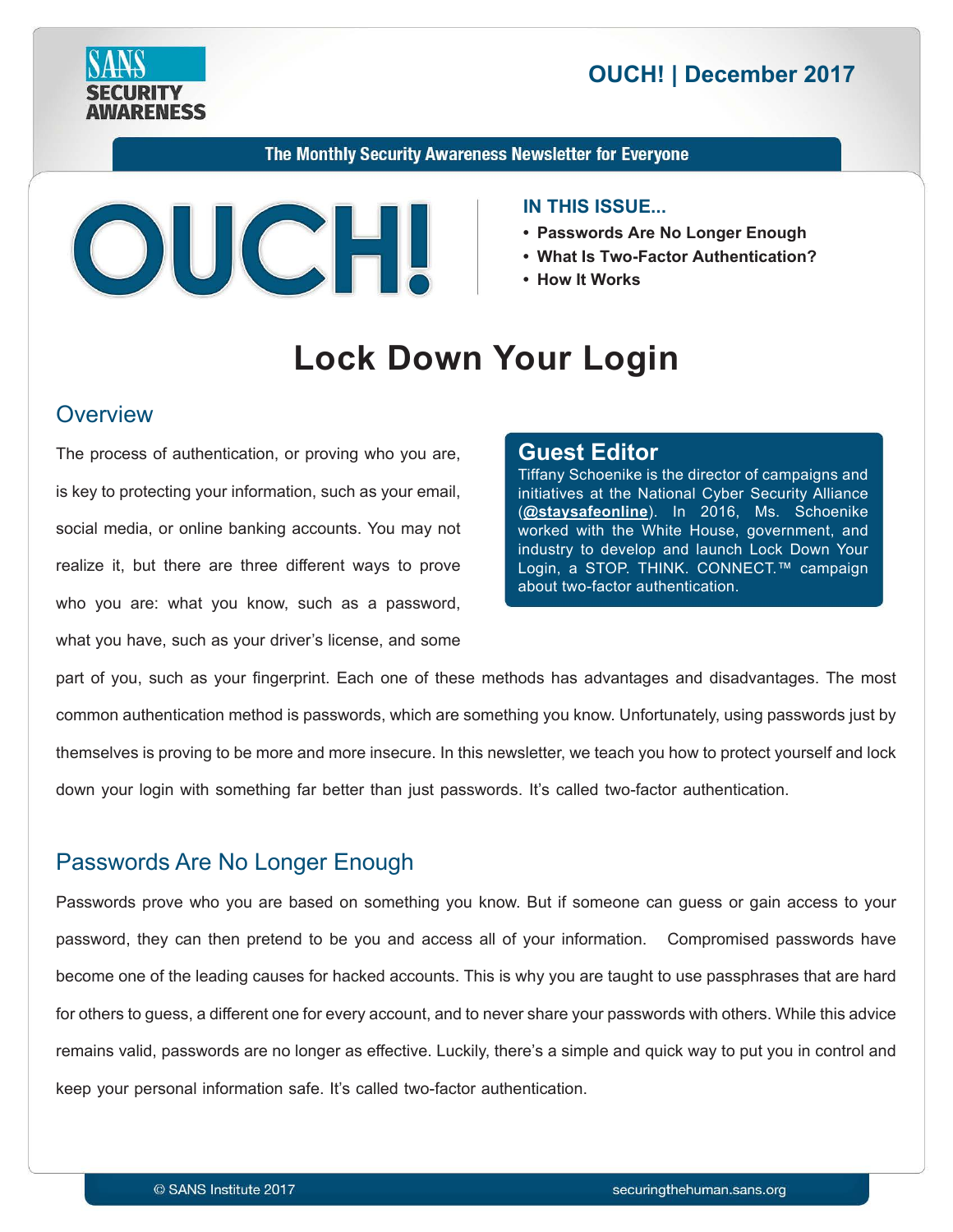# OUCH! | December 2017

The Monthly Security Awareness Newsletter for Everyone

**IN THIS ISSUE...**

- **Passwords Are No Longer Enough**
- **What Is Two-Factor Authentication?**
- **How It Works**

# Lock Down Your Login

## Overview

The process of authentication, or proving who you are, is key to protecting your information, such as your email, social media, or online banking accounts. You may not realize it, but there are three different ways to prove who you are: what you know, such as a password, what you have, such as your driver's license, and some part of you, such as your fingerprint. Each one of these methods has advantages and disadvantages. The most common authentication method is passwords, which are something you know. Unfortunately, using passwords just by themselves is proving to be more and more insecure. In this newsletter, we teach you how to protect yourself and lock down your login with something far better than just passwords. It's called two-factor authentication.

### Guest Editor

Tiffany Schoenike is the director of campaigns and initiatives at the National Cyber Security Alliance (**@staysafeonline**). In 2016, Ms. Schoenike worked with the White House, government, and industry to develop and launch Lock Down Your Login, a STOP. THINK. CONNECT.™ campaign about two-factor authentication.

## Passwords Are No Longer Enough

Passwords prove who you are based on something you know. But if someone can guess or gain access to your password, they can then pretend to be you and access all of your information. Compromised passwords have become one of the leading causes for hacked accounts. This is why you are taught to use passphrases that are hard for others to guess, a different one for every account, and to never share your passwords with others. While this advice remains valid, passwords are no longer as effective. Luckily, there's a simple and quick way to put you in control and keep your personal information safe. It's called two-factor authentication.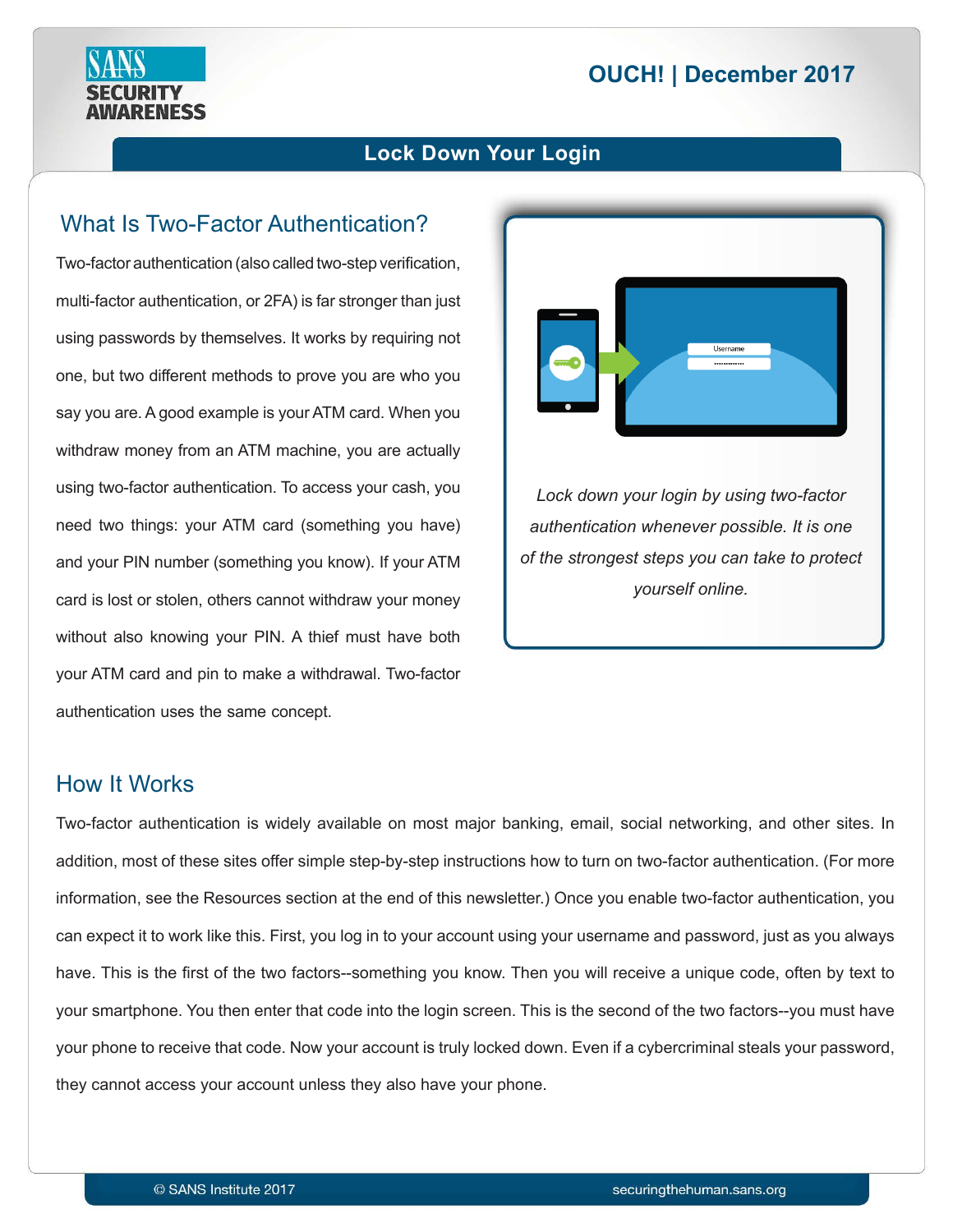# Lock Down Your Login

## What Is Two-Factor Authentication?

Two-factor authentication (also called two-step verification, multi-factor authentication, or 2FA) is far stronger than just using passwords by themselves. It works by requiring not one, but two different methods to prove you are who you say you are. A good example is your ATM card. When you withdraw money from an ATM machine, you are actually using two-factor authentication. To access your cash, you need two things: your ATM card (something you have) and your PIN number (something you know). If your ATM card is lost or stolen, others cannot withdraw your money without also knowing your PIN. A thief must have both your ATM card and pin to make a withdrawal. Two-factor authentication uses the same concept.

*Lock down your login by using two-factor authentication whenever possible. It is one of the strongest steps you can take to protect yourself online.*

## How It Works

Two-factor authentication is widely available on most major banking, email, social networking, and other sites. In addition, most of these sites offer simple step-by-step instructions how to turn on two-factor authentication. (For more information, see the Resources section at the end of this newsletter.) Once you enable two-factor authentication, you can expect it to work like this. First, you log in to your account using your username and password, just as you always have. This is the first of the two factors--something you know. Then you will receive a unique code, often by text to your smartphone. You then enter that code into the login screen. This is the second of the two factors--you must have your phone to receive that code. Now your account is truly locked down. Even if a cybercriminal steals your password, they cannot access your account unless they also have your phone.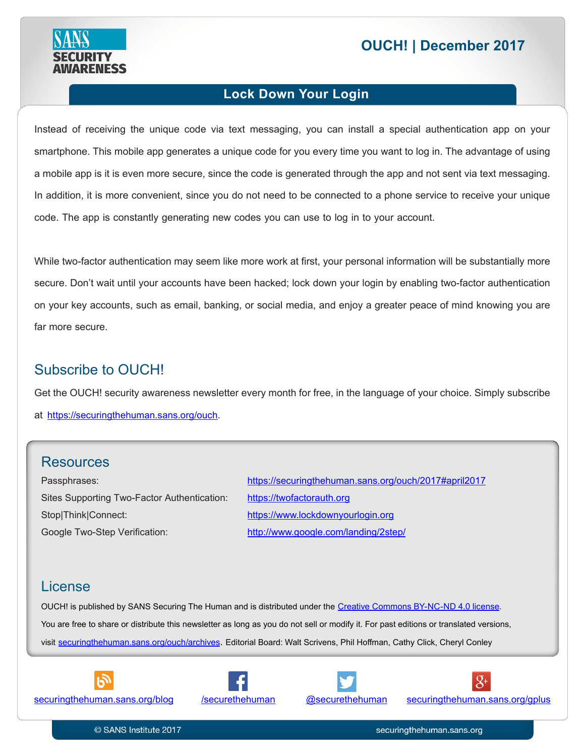Instead of receiving the unique code via text messaging, you can install a special authentication app on your smartphone. This mobile app generates a unique code for you every time you want to log in. The advantage of using a mobile app is it is even more secure, since the code is generated through the app and not sent via text messaging. In addition, it is more convenient, since you do not need to be connected to a phone service to receive your unique code. The app is constantly generating new codes you can use to log in to your account.

While two-factor authentication may seem like more work at first, your personal information will be substantially more secure. Don't wait until your accounts have been hacked; lock down your login by enabling two-factor authentication on your key accounts, such as email, banking, or social media, and enjoy a greater peace of mind knowing you are far more secure.

## Subscribe to OUCH!

Get the OUCH! security awareness newsletter every month for free, in the language of your choice. Simply subscribe at https://securingthehuman.sans.org/ouch.

## Resources

| | |
|---|---|
| Passphrases: | https://securingthehuman.sans.org/ouch/2017#april2017 |
| Sites Supporting Two-Factor Authentication: | https://twofactorauth.org |
| Stop\|Think\|Connect: | https://www.lockdownyourlogin.org |
| Google Two-Step Verification: | http://www.google.com/landing/2step/ |

## License

OUCH! is published by SANS Securing The Human and is distributed under the Creative Commons BY-NC-ND 4.0 license. You are free to share or distribute this newsletter as long as you do not sell or modify it. For past editions or translated versions, visit securingthehuman.sans.org/ouch/archives. Editorial Board: Walt Scrivens, Phil Hoffman, Cathy Click, Cheryl Conley

securingthehuman.sans.org/blog   /securethehuman   @securethehuman   securingthehuman.sans.org/gplus